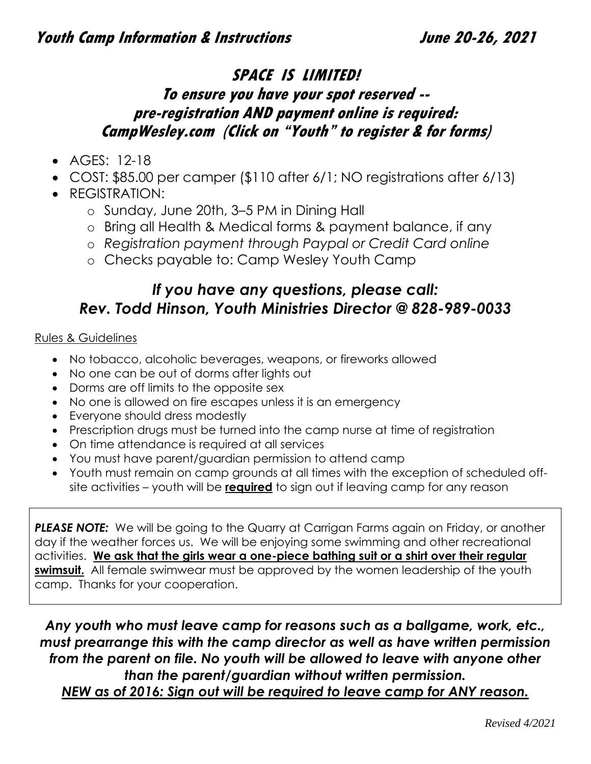# Youth Camp Information & Instructions June 20-26, 2021

## SPACE IS LIMITED!

### To ensure you have your spot reserved -- pre-registration AND payment online is required: CampWesley.com (Click on "Youth" to register & for forms)

- AGES: 12-18
- COST: $85.00 per camper ($110 after 6/1; NO registrations after 6/13)
- REGISTRATION:
  - Sunday, June 20th, 3–5 PM in Dining Hall
  - Bring all Health & Medical forms & payment balance, if any
  - *Registration payment through Paypal or Credit Card online*
  - Checks payable to: Camp Wesley Youth Camp

## *If you have any questions, please call: Rev. Todd Hinson, Youth Ministries Director @ 828-989-0033*

Rules & Guidelines

- No tobacco, alcoholic beverages, weapons, or fireworks allowed
- No one can be out of dorms after lights out
- Dorms are off limits to the opposite sex
- No one is allowed on fire escapes unless it is an emergency
- Everyone should dress modestly
- Prescription drugs must be turned into the camp nurse at time of registration
- On time attendance is required at all services
- You must have parent/guardian permission to attend camp
- Youth must remain on camp grounds at all times with the exception of scheduled off-site activities – youth will be **required** to sign out if leaving camp for any reason

***PLEASE NOTE:*** We will be going to the Quarry at Carrigan Farms again on Friday, or another day if the weather forces us. We will be enjoying some swimming and other recreational activities. **We ask that the girls wear a one-piece bathing suit or a shirt over their regular swimsuit.** All female swimwear must be approved by the women leadership of the youth camp. Thanks for your cooperation.

***Any youth who must leave camp for reasons such as a ballgame, work, etc., must prearrange this with the camp director as well as have written permission from the parent on file. No youth will be allowed to leave with anyone other than the parent/guardian without written permission.***

***NEW as of 2016: Sign out will be required to leave camp for ANY reason.***

*Revised 4/2021*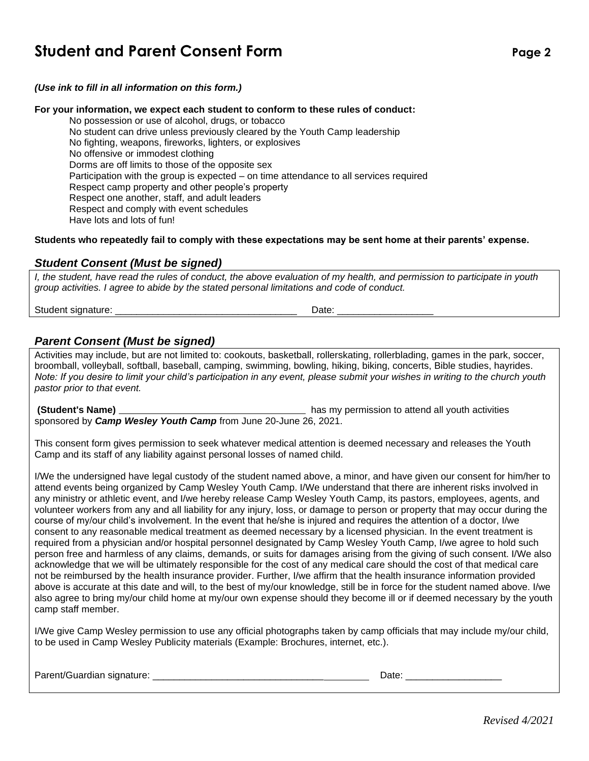# Student and Parent Consent Form

*(Use ink to fill in all information on this form.)*

**For your information, we expect each student to conform to these rules of conduct:**

- No possession or use of alcohol, drugs, or tobacco
- No student can drive unless previously cleared by the Youth Camp leadership
- No fighting, weapons, fireworks, lighters, or explosives
- No offensive or immodest clothing
- Dorms are off limits to those of the opposite sex
- Participation with the group is expected – on time attendance to all services required
- Respect camp property and other people's property
- Respect one another, staff, and adult leaders
- Respect and comply with event schedules
- Have lots and lots of fun!

**Students who repeatedly fail to comply with these expectations may be sent home at their parents' expense.**

## *Student Consent (Must be signed)*

*I, the student, have read the rules of conduct, the above evaluation of my health, and permission to participate in youth group activities. I agree to abide by the stated personal limitations and code of conduct.*

Student signature: ___________________________________ Date: __________________

## *Parent Consent (Must be signed)*

Activities may include, but are not limited to: cookouts, basketball, rollerskating, rollerblading, games in the park, soccer, broomball, volleyball, softball, baseball, camping, swimming, bowling, hiking, biking, concerts, Bible studies, hayrides. *Note: If you desire to limit your child's participation in any event, please submit your wishes in writing to the church youth pastor prior to that event.*

**(Student's Name)** ___________________________________ has my permission to attend all youth activities sponsored by ***Camp Wesley Youth Camp*** from June 20-June 26, 2021.

This consent form gives permission to seek whatever medical attention is deemed necessary and releases the Youth Camp and its staff of any liability against personal losses of named child.

I/We the undersigned have legal custody of the student named above, a minor, and have given our consent for him/her to attend events being organized by Camp Wesley Youth Camp. I/We understand that there are inherent risks involved in any ministry or athletic event, and I/we hereby release Camp Wesley Youth Camp, its pastors, employees, agents, and volunteer workers from any and all liability for any injury, loss, or damage to person or property that may occur during the course of my/our child's involvement. In the event that he/she is injured and requires the attention of a doctor, I/we consent to any reasonable medical treatment as deemed necessary by a licensed physician. In the event treatment is required from a physician and/or hospital personnel designated by Camp Wesley Youth Camp, I/we agree to hold such person free and harmless of any claims, demands, or suits for damages arising from the giving of such consent. I/We also acknowledge that we will be ultimately responsible for the cost of any medical care should the cost of that medical care not be reimbursed by the health insurance provider. Further, I/we affirm that the health insurance information provided above is accurate at this date and will, to the best of my/our knowledge, still be in force for the student named above. I/we also agree to bring my/our child home at my/our own expense should they become ill or if deemed necessary by the youth camp staff member.

I/We give Camp Wesley permission to use any official photographs taken by camp officials that may include my/our child, to be used in Camp Wesley Publicity materials (Example: Brochures, internet, etc.).

Parent/Guardian signature: __________________________________________ Date: __________________

*Revised 4/2021*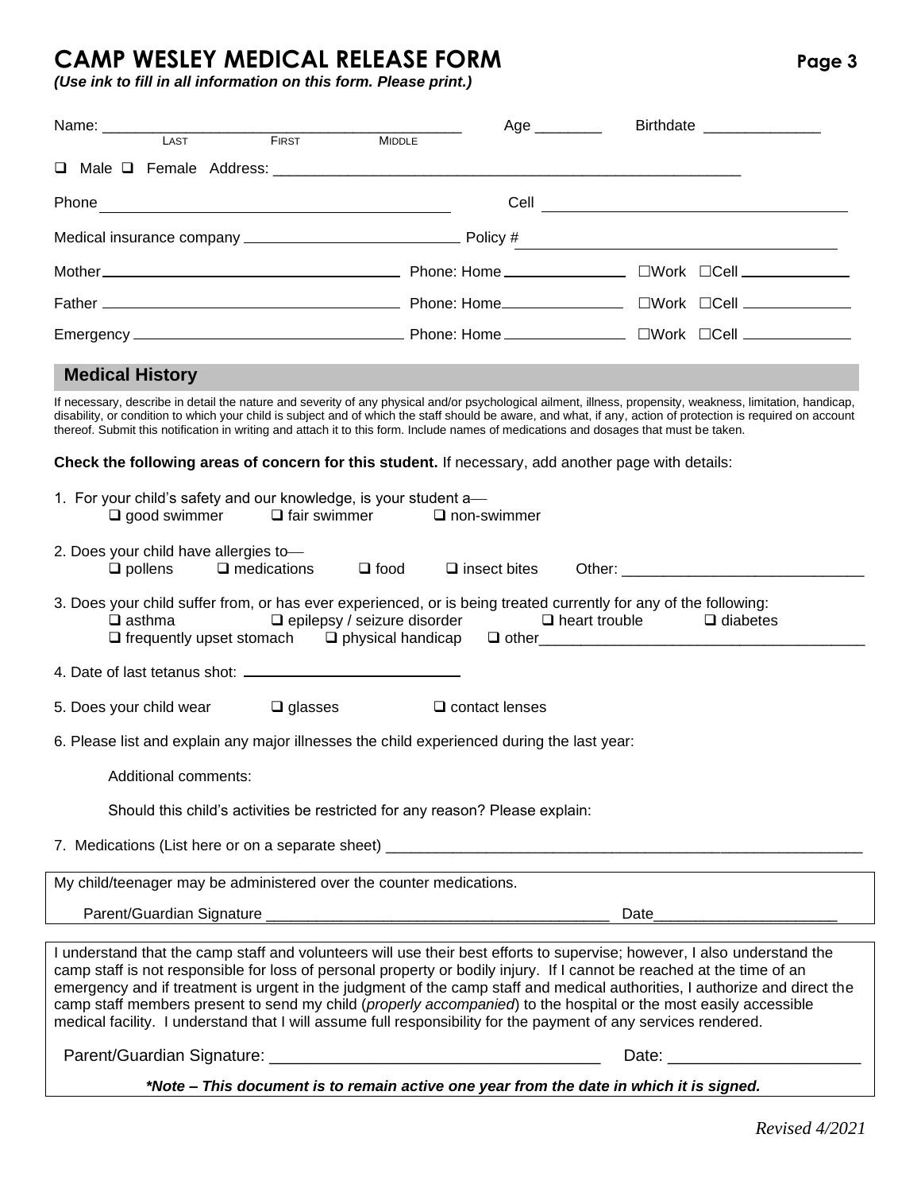# CAMP WESLEY MEDICAL RELEASE FORM

***(Use ink to fill in all information on this form. Please print.)***

Name: ___________________________________________ Age ________ Birthdate ______________
LAST FIRST MIDDLE

❑ Male ❑ Female Address: ________________________________________________________

Phone ________________________________________ Cell ____________________________________

Medical insurance company __________________________ Policy # _________________________________

Mother____________________________________ Phone: Home______________ ☐Work ☐Cell _____________

Father ____________________________________ Phone: Home______________ ☐Work ☐Cell _____________

Emergency _________________________________ Phone: Home______________ ☐Work ☐Cell _____________

## Medical History

If necessary, describe in detail the nature and severity of any physical and/or psychological ailment, illness, propensity, weakness, limitation, handicap, disability, or condition to which your child is subject and of which the staff should be aware, and what, if any, action of protection is required on account thereof. Submit this notification in writing and attach it to this form. Include names of medications and dosages that must be taken.

**Check the following areas of concern for this student.** If necessary, add another page with details:

1. For your child's safety and our knowledge, is your student a—
   ❑ good swimmer ❑ fair swimmer ❑ non-swimmer

2. Does your child have allergies to—
   ❑ pollens ❑ medications ❑ food ❑ insect bites Other: ____________________________

3. Does your child suffer from, or has ever experienced, or is being treated currently for any of the following:
   ❑ asthma ❑ epilepsy / seizure disorder ❑ heart trouble ❑ diabetes
   ❑ frequently upset stomach ❑ physical handicap ❑ other_______________________________________

4. Date of last tetanus shot: __________________________

5. Does your child wear ❑ glasses ❑ contact lenses

6. Please list and explain any major illnesses the child experienced during the last year:

   Additional comments:

   Should this child's activities be restricted for any reason? Please explain:

7. Medications (List here or on a separate sheet) ________________________________________________________

My child/teenager may be administered over the counter medications.

Parent/Guardian Signature _______________________________________ Date_____________________

I understand that the camp staff and volunteers will use their best efforts to supervise; however, I also understand the camp staff is not responsible for loss of personal property or bodily injury. If I cannot be reached at the time of an emergency and if treatment is urgent in the judgment of the camp staff and medical authorities, I authorize and direct the camp staff members present to send my child (*properly accompanied*) to the hospital or the most easily accessible medical facility. I understand that I will assume full responsibility for the payment of any services rendered.

Parent/Guardian Signature: ___________________________________ Date: ____________________

***\*Note – This document is to remain active one year from the date in which it is signed.***

*Revised 4/2021*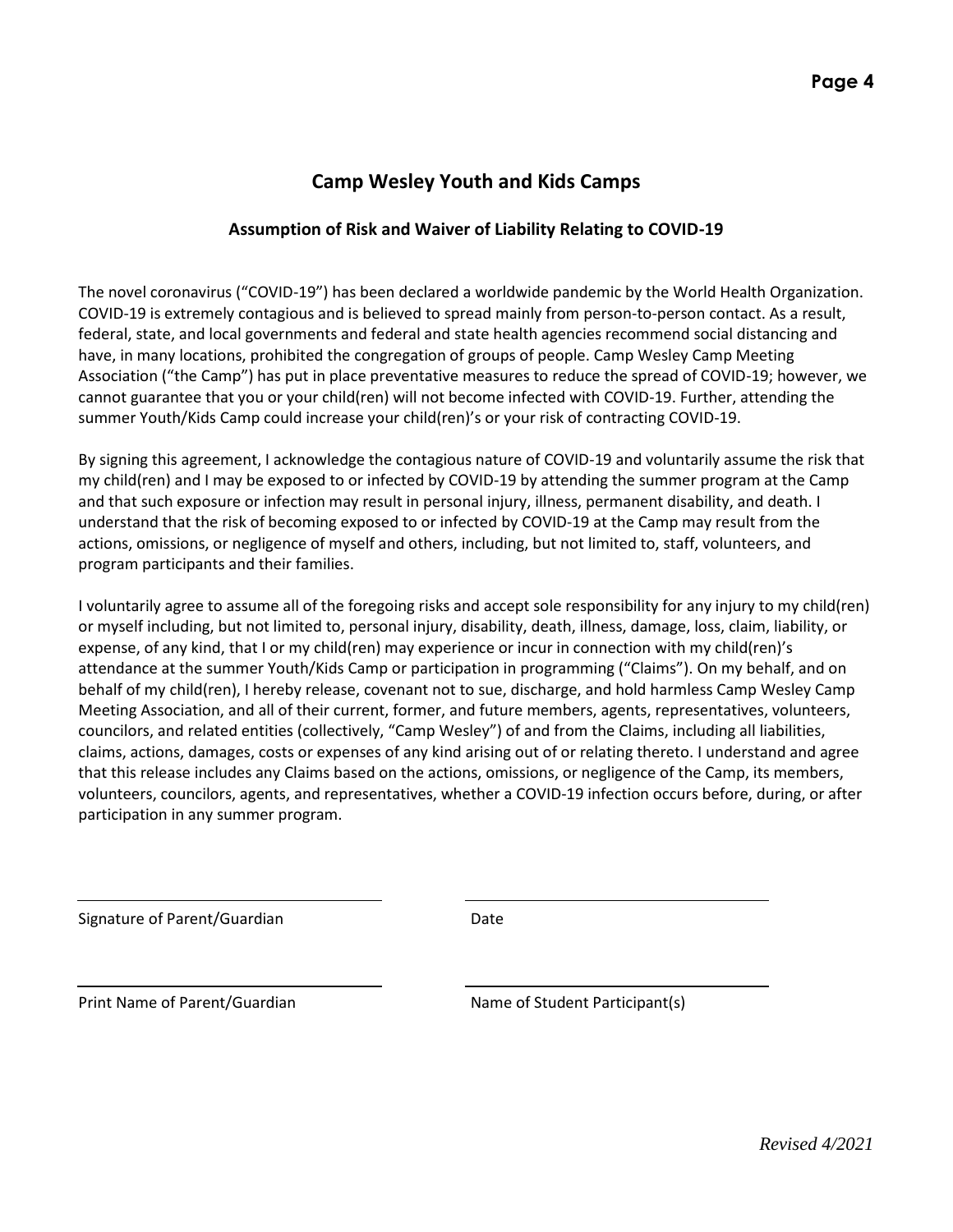# Camp Wesley Youth and Kids Camps

## Assumption of Risk and Waiver of Liability Relating to COVID-19

The novel coronavirus ("COVID-19") has been declared a worldwide pandemic by the World Health Organization. COVID-19 is extremely contagious and is believed to spread mainly from person-to-person contact. As a result, federal, state, and local governments and federal and state health agencies recommend social distancing and have, in many locations, prohibited the congregation of groups of people. Camp Wesley Camp Meeting Association ("the Camp") has put in place preventative measures to reduce the spread of COVID-19; however, we cannot guarantee that you or your child(ren) will not become infected with COVID-19. Further, attending the summer Youth/Kids Camp could increase your child(ren)'s or your risk of contracting COVID-19.

By signing this agreement, I acknowledge the contagious nature of COVID-19 and voluntarily assume the risk that my child(ren) and I may be exposed to or infected by COVID-19 by attending the summer program at the Camp and that such exposure or infection may result in personal injury, illness, permanent disability, and death. I understand that the risk of becoming exposed to or infected by COVID-19 at the Camp may result from the actions, omissions, or negligence of myself and others, including, but not limited to, staff, volunteers, and program participants and their families.

I voluntarily agree to assume all of the foregoing risks and accept sole responsibility for any injury to my child(ren) or myself including, but not limited to, personal injury, disability, death, illness, damage, loss, claim, liability, or expense, of any kind, that I or my child(ren) may experience or incur in connection with my child(ren)'s attendance at the summer Youth/Kids Camp or participation in programming ("Claims"). On my behalf, and on behalf of my child(ren), I hereby release, covenant not to sue, discharge, and hold harmless Camp Wesley Camp Meeting Association, and all of their current, former, and future members, agents, representatives, volunteers, councilors, and related entities (collectively, "Camp Wesley") of and from the Claims, including all liabilities, claims, actions, damages, costs or expenses of any kind arising out of or relating thereto. I understand and agree that this release includes any Claims based on the actions, omissions, or negligence of the Camp, its members, volunteers, councilors, agents, and representatives, whether a COVID-19 infection occurs before, during, or after participation in any summer program.

\_\_\_\_\_\_\_\_\_\_\_\_\_\_\_\_\_\_\_\_\_\_\_\_\_\_\_\_\_\_\_\_ \_\_\_\_\_\_\_\_\_\_\_\_\_\_\_\_\_\_\_\_\_\_\_\_\_\_\_\_\_\_\_\_

Signature of Parent/Guardian Date

\_\_\_\_\_\_\_\_\_\_\_\_\_\_\_\_\_\_\_\_\_\_\_\_\_\_\_\_\_\_\_\_ \_\_\_\_\_\_\_\_\_\_\_\_\_\_\_\_\_\_\_\_\_\_\_\_\_\_\_\_\_\_\_\_

Print Name of Parent/Guardian Name of Student Participant(s)

*Revised 4/2021*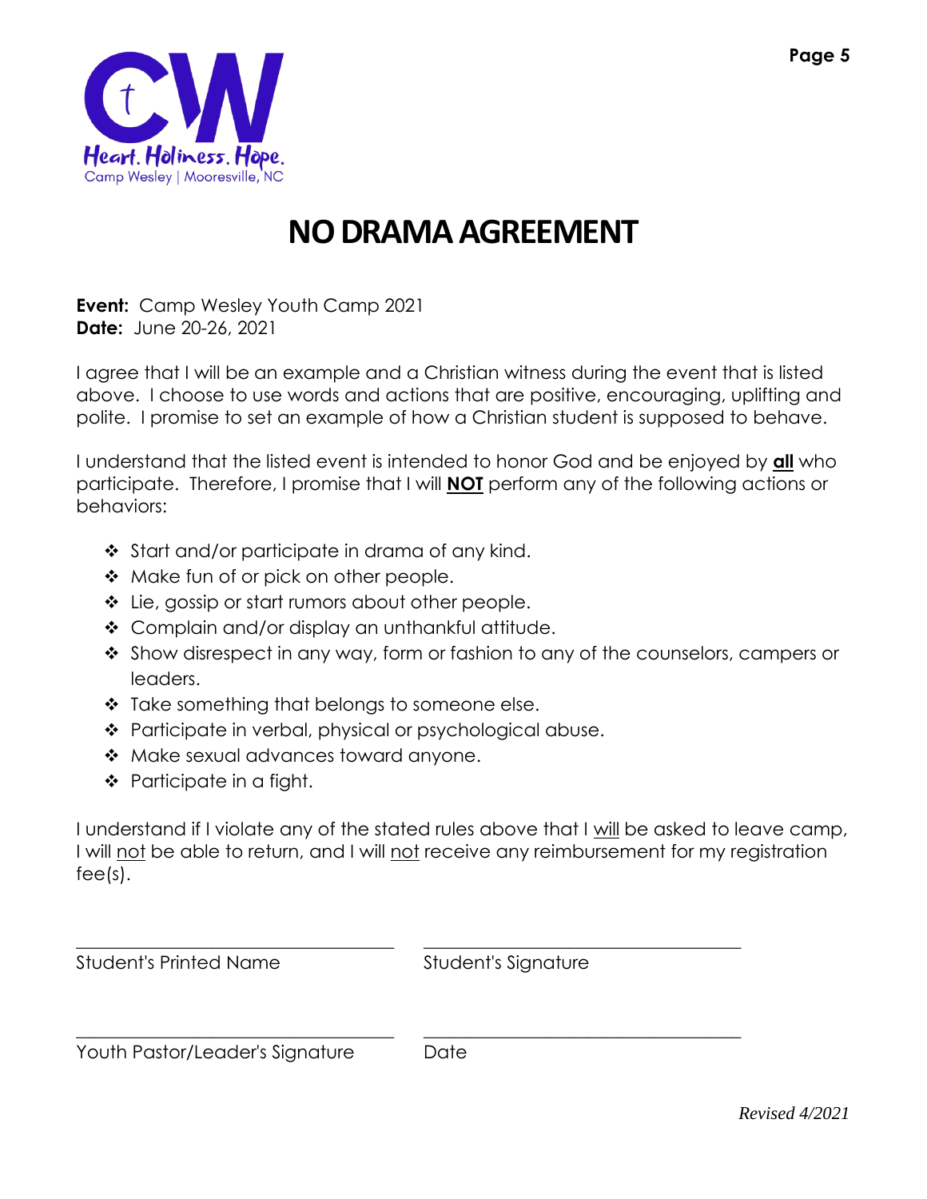# NO DRAMA AGREEMENT

**Event:** Camp Wesley Youth Camp 2021
**Date:** June 20-26, 2021

I agree that I will be an example and a Christian witness during the event that is listed above. I choose to use words and actions that are positive, encouraging, uplifting and polite. I promise to set an example of how a Christian student is supposed to behave.

I understand that the listed event is intended to honor God and be enjoyed by **<u>all</u>** who participate. Therefore, I promise that I will **<u>NOT</u>** perform any of the following actions or behaviors:

- Start and/or participate in drama of any kind.
- Make fun of or pick on other people.
- Lie, gossip or start rumors about other people.
- Complain and/or display an unthankful attitude.
- Show disrespect in any way, form or fashion to any of the counselors, campers or leaders.
- Take something that belongs to someone else.
- Participate in verbal, physical or psychological abuse.
- Make sexual advances toward anyone.
- Participate in a fight.

I understand if I violate any of the stated rules above that I <u>will</u> be asked to leave camp, I will <u>not</u> be able to return, and I will <u>not</u> receive any reimbursement for my registration fee(s).

| | |
|---|---|
| ______________________________ | ______________________________ |
| Student's Printed Name | Student's Signature |
| ______________________________ | ______________________________ |
| Youth Pastor/Leader's Signature | Date |

*Revised 4/2021*